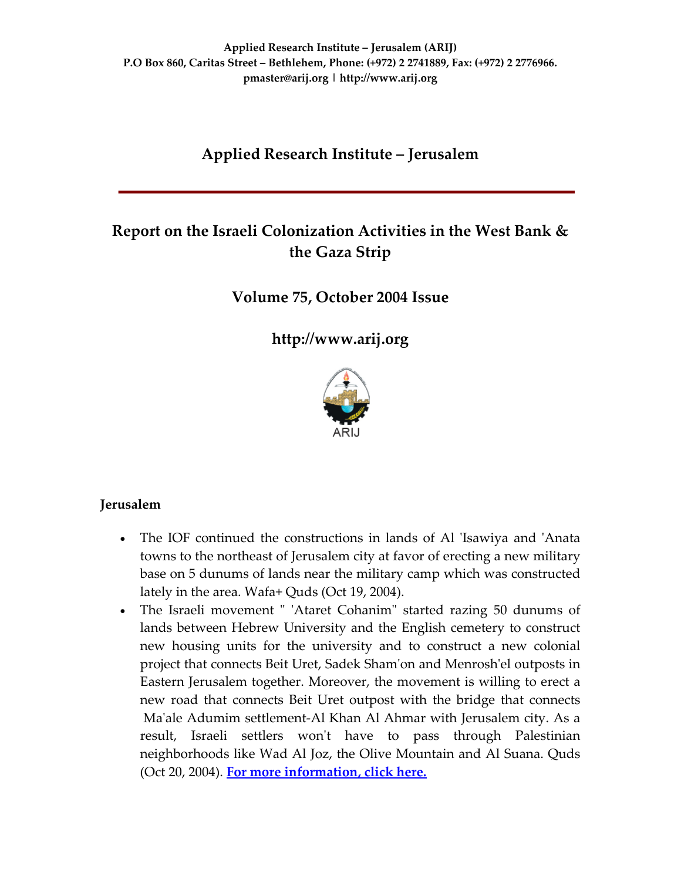**Applied Research Institute – Jerusalem (ARIJ)**
**P.O Box 860, Caritas Street – Bethlehem, Phone: (+972) 2 2741889, Fax: (+972) 2 2776966.**
**pmaster@arij.org | http://www.arij.org**

# Applied Research Institute – Jerusalem

## Report on the Israeli Colonization Activities in the West Bank & the Gaza Strip

## Volume 75, October 2004 Issue

## http://www.arij.org

ARIJ

### Jerusalem

- The IOF continued the constructions in lands of Al 'Isawiya and 'Anata towns to the northeast of Jerusalem city at favor of erecting a new military base on 5 dunums of lands near the military camp which was constructed lately in the area. Wafa+ Quds (Oct 19, 2004).
- The Israeli movement " 'Ataret Cohanim" started razing 50 dunums of lands between Hebrew University and the English cemetery to construct new housing units for the university and to construct a new colonial project that connects Beit Uret, Sadek Sham'on and Menrosh'el outposts in Eastern Jerusalem together. Moreover, the movement is willing to erect a new road that connects Beit Uret outpost with the bridge that connects Ma'ale Adumim settlement-Al Khan Al Ahmar with Jerusalem city. As a result, Israeli settlers won't have to pass through Palestinian neighborhoods like Wad Al Joz, the Olive Mountain and Al Suana. Quds (Oct 20, 2004). **For more information, click here.**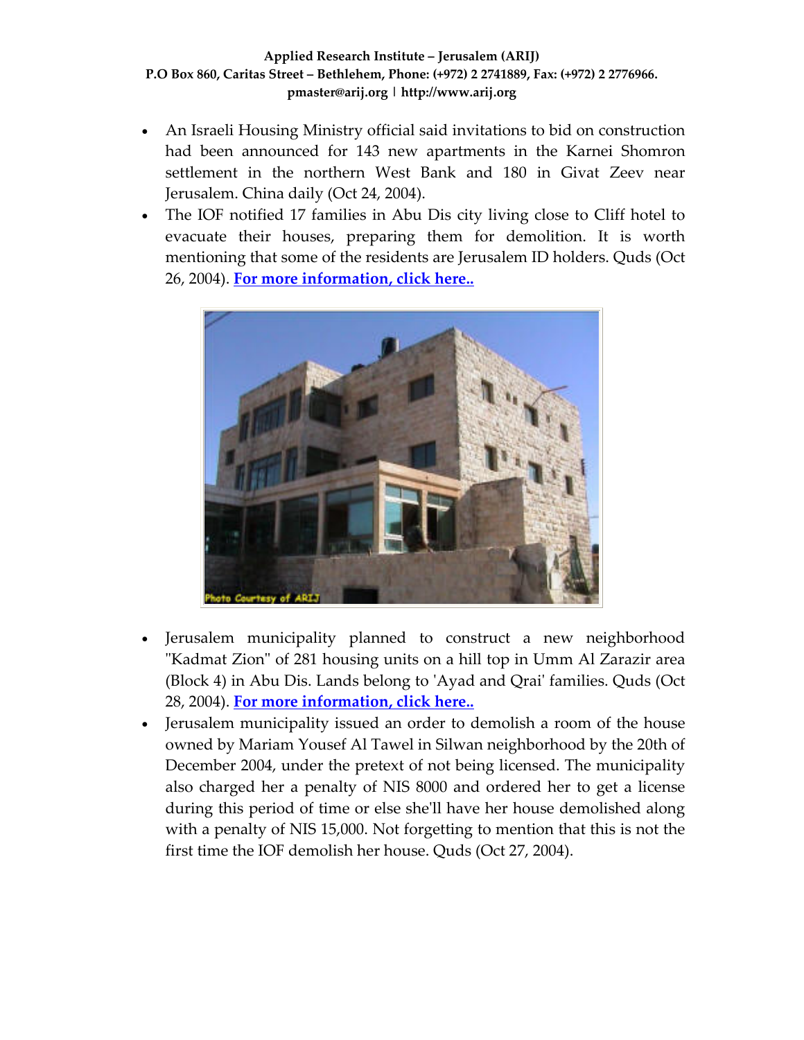- An Israeli Housing Ministry official said invitations to bid on construction had been announced for 143 new apartments in the Karnei Shomron settlement in the northern West Bank and 180 in Givat Zeev near Jerusalem. China daily (Oct 24, 2004).
- The IOF notified 17 families in Abu Dis city living close to Cliff hotel to evacuate their houses, preparing them for demolition. It is worth mentioning that some of the residents are Jerusalem ID holders. Quds (Oct 26, 2004). **For more information, click here..**

Photo Courtesy of ARIJ

- Jerusalem municipality planned to construct a new neighborhood "Kadmat Zion" of 281 housing units on a hill top in Umm Al Zarazir area (Block 4) in Abu Dis. Lands belong to 'Ayad and Qrai' families. Quds (Oct 28, 2004). **For more information, click here..**
- Jerusalem municipality issued an order to demolish a room of the house owned by Mariam Yousef Al Tawel in Silwan neighborhood by the 20th of December 2004, under the pretext of not being licensed. The municipality also charged her a penalty of NIS 8000 and ordered her to get a license during this period of time or else she'll have her house demolished along with a penalty of NIS 15,000. Not forgetting to mention that this is not the first time the IOF demolish her house. Quds (Oct 27, 2004).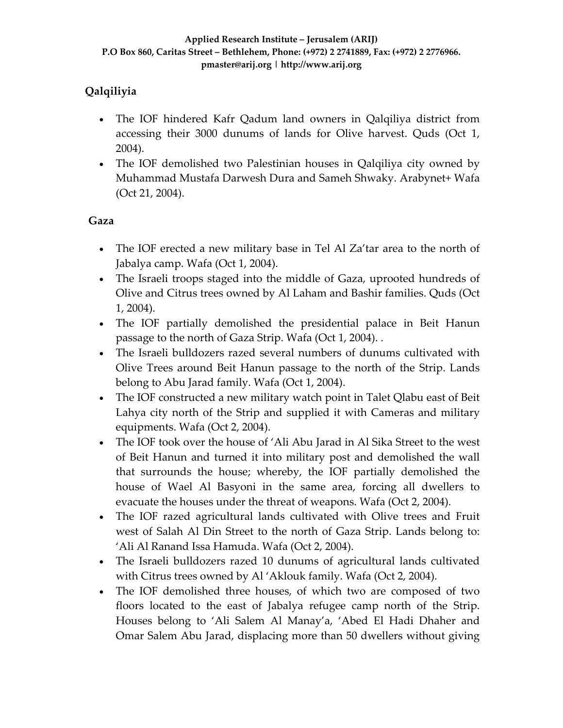## Qalqiliyia

- The IOF hindered Kafr Qadum land owners in Qalqiliya district from accessing their 3000 dunums of lands for Olive harvest. Quds (Oct 1, 2004).
- The IOF demolished two Palestinian houses in Qalqiliya city owned by Muhammad Mustafa Darwesh Dura and Sameh Shwaky. Arabynet+ Wafa (Oct 21, 2004).

## Gaza

- The IOF erected a new military base in Tel Al Za'tar area to the north of Jabalya camp. Wafa (Oct 1, 2004).
- The Israeli troops staged into the middle of Gaza, uprooted hundreds of Olive and Citrus trees owned by Al Laham and Bashir families. Quds (Oct 1, 2004).
- The IOF partially demolished the presidential palace in Beit Hanun passage to the north of Gaza Strip. Wafa (Oct 1, 2004). .
- The Israeli bulldozers razed several numbers of dunums cultivated with Olive Trees around Beit Hanun passage to the north of the Strip. Lands belong to Abu Jarad family. Wafa (Oct 1, 2004).
- The IOF constructed a new military watch point in Talet Qlabu east of Beit Lahya city north of the Strip and supplied it with Cameras and military equipments. Wafa (Oct 2, 2004).
- The IOF took over the house of 'Ali Abu Jarad in Al Sika Street to the west of Beit Hanun and turned it into military post and demolished the wall that surrounds the house; whereby, the IOF partially demolished the house of Wael Al Basyoni in the same area, forcing all dwellers to evacuate the houses under the threat of weapons. Wafa (Oct 2, 2004).
- The IOF razed agricultural lands cultivated with Olive trees and Fruit west of Salah Al Din Street to the north of Gaza Strip. Lands belong to: 'Ali Al Ranand Issa Hamuda. Wafa (Oct 2, 2004).
- The Israeli bulldozers razed 10 dunums of agricultural lands cultivated with Citrus trees owned by Al 'Aklouk family. Wafa (Oct 2, 2004).
- The IOF demolished three houses, of which two are composed of two floors located to the east of Jabalya refugee camp north of the Strip. Houses belong to 'Ali Salem Al Manay'a, 'Abed El Hadi Dhaher and Omar Salem Abu Jarad, displacing more than 50 dwellers without giving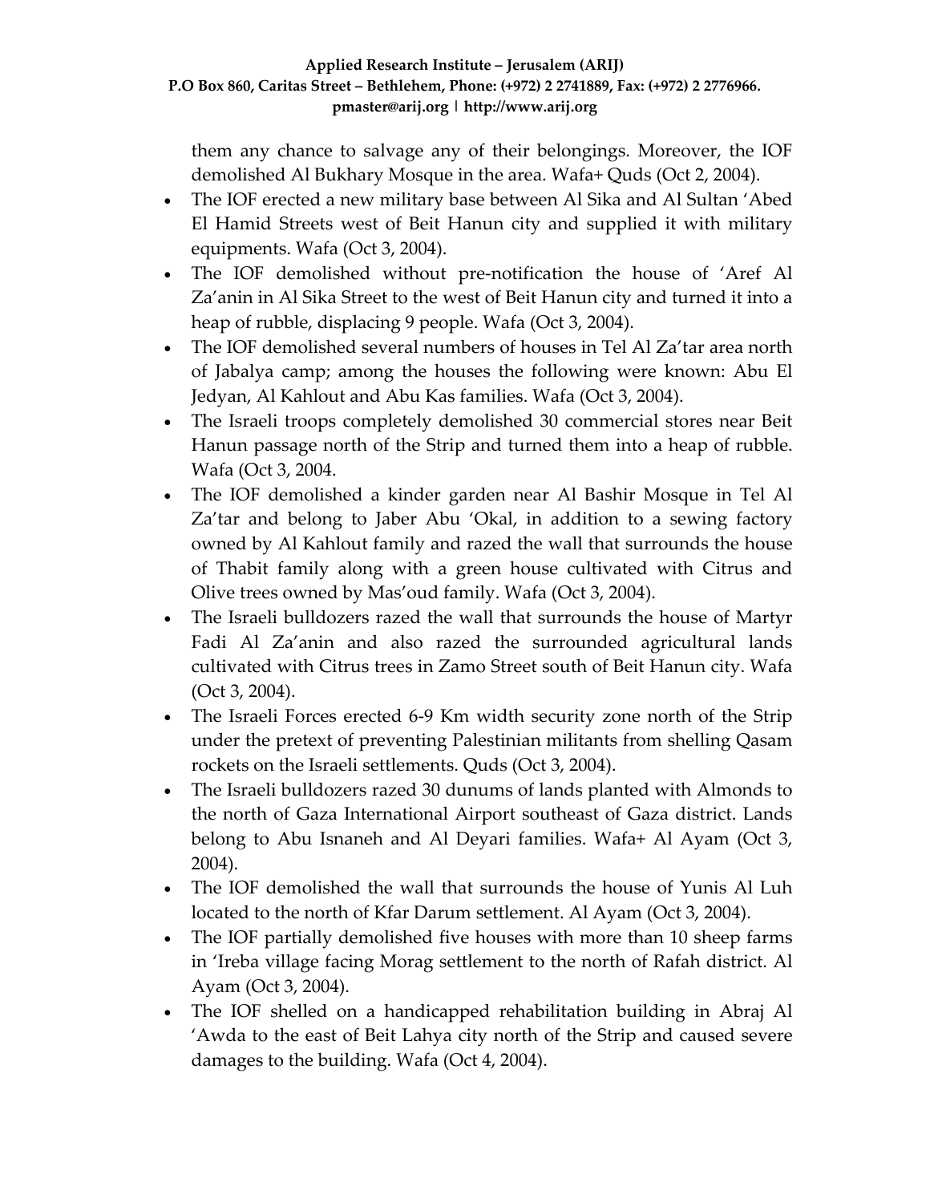them any chance to salvage any of their belongings. Moreover, the IOF demolished Al Bukhary Mosque in the area. Wafa+ Quds (Oct 2, 2004).

- The IOF erected a new military base between Al Sika and Al Sultan 'Abed El Hamid Streets west of Beit Hanun city and supplied it with military equipments. Wafa (Oct 3, 2004).
- The IOF demolished without pre-notification the house of 'Aref Al Za'anin in Al Sika Street to the west of Beit Hanun city and turned it into a heap of rubble, displacing 9 people. Wafa (Oct 3, 2004).
- The IOF demolished several numbers of houses in Tel Al Za'tar area north of Jabalya camp; among the houses the following were known: Abu El Jedyan, Al Kahlout and Abu Kas families. Wafa (Oct 3, 2004).
- The Israeli troops completely demolished 30 commercial stores near Beit Hanun passage north of the Strip and turned them into a heap of rubble. Wafa (Oct 3, 2004.
- The IOF demolished a kinder garden near Al Bashir Mosque in Tel Al Za'tar and belong to Jaber Abu 'Okal, in addition to a sewing factory owned by Al Kahlout family and razed the wall that surrounds the house of Thabit family along with a green house cultivated with Citrus and Olive trees owned by Mas'oud family. Wafa (Oct 3, 2004).
- The Israeli bulldozers razed the wall that surrounds the house of Martyr Fadi Al Za'anin and also razed the surrounded agricultural lands cultivated with Citrus trees in Zamo Street south of Beit Hanun city. Wafa (Oct 3, 2004).
- The Israeli Forces erected 6-9 Km width security zone north of the Strip under the pretext of preventing Palestinian militants from shelling Qasam rockets on the Israeli settlements. Quds (Oct 3, 2004).
- The Israeli bulldozers razed 30 dunums of lands planted with Almonds to the north of Gaza International Airport southeast of Gaza district. Lands belong to Abu Isnaneh and Al Deyari families. Wafa+ Al Ayam (Oct 3, 2004).
- The IOF demolished the wall that surrounds the house of Yunis Al Luh located to the north of Kfar Darum settlement. Al Ayam (Oct 3, 2004).
- The IOF partially demolished five houses with more than 10 sheep farms in 'Ireba village facing Morag settlement to the north of Rafah district. Al Ayam (Oct 3, 2004).
- The IOF shelled on a handicapped rehabilitation building in Abraj Al 'Awda to the east of Beit Lahya city north of the Strip and caused severe damages to the building. Wafa (Oct 4, 2004).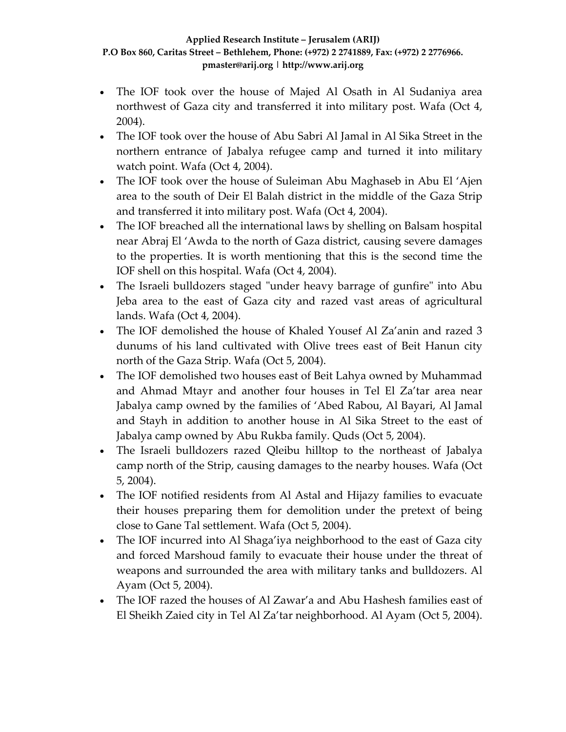- The IOF took over the house of Majed Al Osath in Al Sudaniya area northwest of Gaza city and transferred it into military post. Wafa (Oct 4, 2004).
- The IOF took over the house of Abu Sabri Al Jamal in Al Sika Street in the northern entrance of Jabalya refugee camp and turned it into military watch point. Wafa (Oct 4, 2004).
- The IOF took over the house of Suleiman Abu Maghaseb in Abu El 'Ajen area to the south of Deir El Balah district in the middle of the Gaza Strip and transferred it into military post. Wafa (Oct 4, 2004).
- The IOF breached all the international laws by shelling on Balsam hospital near Abraj El 'Awda to the north of Gaza district, causing severe damages to the properties. It is worth mentioning that this is the second time the IOF shell on this hospital. Wafa (Oct 4, 2004).
- The Israeli bulldozers staged "under heavy barrage of gunfire" into Abu Jeba area to the east of Gaza city and razed vast areas of agricultural lands. Wafa (Oct 4, 2004).
- The IOF demolished the house of Khaled Yousef Al Za'anin and razed 3 dunums of his land cultivated with Olive trees east of Beit Hanun city north of the Gaza Strip. Wafa (Oct 5, 2004).
- The IOF demolished two houses east of Beit Lahya owned by Muhammad and Ahmad Mtayr and another four houses in Tel El Za'tar area near Jabalya camp owned by the families of 'Abed Rabou, Al Bayari, Al Jamal and Stayh in addition to another house in Al Sika Street to the east of Jabalya camp owned by Abu Rukba family. Quds (Oct 5, 2004).
- The Israeli bulldozers razed Qleibu hilltop to the northeast of Jabalya camp north of the Strip, causing damages to the nearby houses. Wafa (Oct 5, 2004).
- The IOF notified residents from Al Astal and Hijazy families to evacuate their houses preparing them for demolition under the pretext of being close to Gane Tal settlement. Wafa (Oct 5, 2004).
- The IOF incurred into Al Shaga'iya neighborhood to the east of Gaza city and forced Marshoud family to evacuate their house under the threat of weapons and surrounded the area with military tanks and bulldozers. Al Ayam (Oct 5, 2004).
- The IOF razed the houses of Al Zawar'a and Abu Hashesh families east of El Sheikh Zaied city in Tel Al Za'tar neighborhood. Al Ayam (Oct 5, 2004).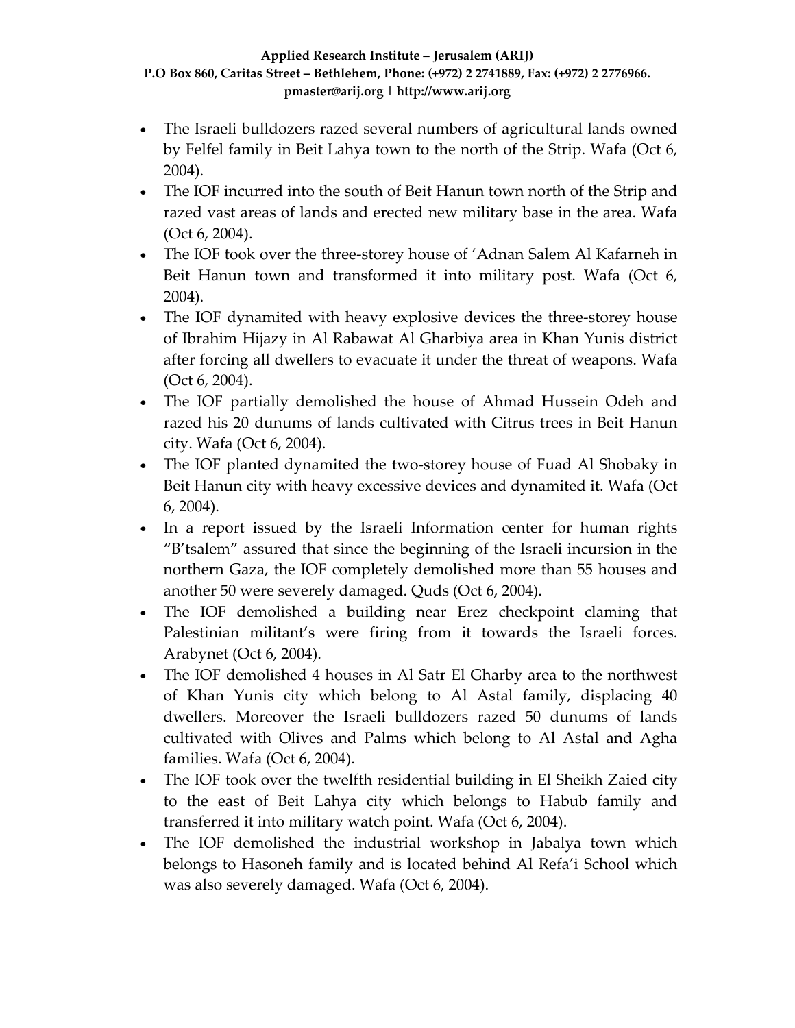- The Israeli bulldozers razed several numbers of agricultural lands owned by Felfel family in Beit Lahya town to the north of the Strip. Wafa (Oct 6, 2004).
- The IOF incurred into the south of Beit Hanun town north of the Strip and razed vast areas of lands and erected new military base in the area. Wafa (Oct 6, 2004).
- The IOF took over the three-storey house of 'Adnan Salem Al Kafarneh in Beit Hanun town and transformed it into military post. Wafa (Oct 6, 2004).
- The IOF dynamited with heavy explosive devices the three-storey house of Ibrahim Hijazy in Al Rabawat Al Gharbiya area in Khan Yunis district after forcing all dwellers to evacuate it under the threat of weapons. Wafa (Oct 6, 2004).
- The IOF partially demolished the house of Ahmad Hussein Odeh and razed his 20 dunums of lands cultivated with Citrus trees in Beit Hanun city. Wafa (Oct 6, 2004).
- The IOF planted dynamited the two-storey house of Fuad Al Shobaky in Beit Hanun city with heavy excessive devices and dynamited it. Wafa (Oct 6, 2004).
- In a report issued by the Israeli Information center for human rights "B'tsalem" assured that since the beginning of the Israeli incursion in the northern Gaza, the IOF completely demolished more than 55 houses and another 50 were severely damaged. Quds (Oct 6, 2004).
- The IOF demolished a building near Erez checkpoint claming that Palestinian militant's were firing from it towards the Israeli forces. Arabynet (Oct 6, 2004).
- The IOF demolished 4 houses in Al Satr El Gharby area to the northwest of Khan Yunis city which belong to Al Astal family, displacing 40 dwellers. Moreover the Israeli bulldozers razed 50 dunums of lands cultivated with Olives and Palms which belong to Al Astal and Agha families. Wafa (Oct 6, 2004).
- The IOF took over the twelfth residential building in El Sheikh Zaied city to the east of Beit Lahya city which belongs to Habub family and transferred it into military watch point. Wafa (Oct 6, 2004).
- The IOF demolished the industrial workshop in Jabalya town which belongs to Hasoneh family and is located behind Al Refa'i School which was also severely damaged. Wafa (Oct 6, 2004).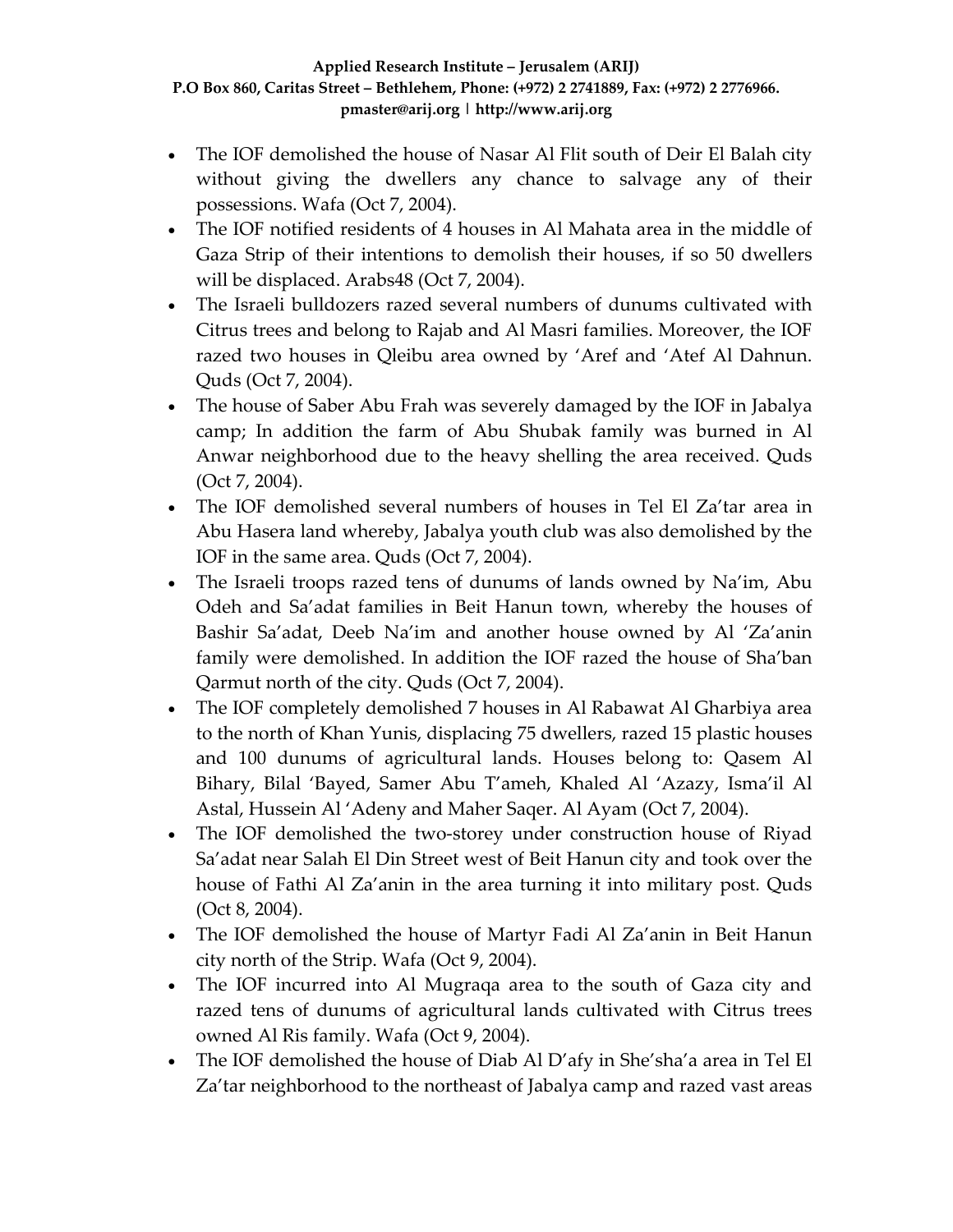- The IOF demolished the house of Nasar Al Flit south of Deir El Balah city without giving the dwellers any chance to salvage any of their possessions. Wafa (Oct 7, 2004).
- The IOF notified residents of 4 houses in Al Mahata area in the middle of Gaza Strip of their intentions to demolish their houses, if so 50 dwellers will be displaced. Arabs48 (Oct 7, 2004).
- The Israeli bulldozers razed several numbers of dunums cultivated with Citrus trees and belong to Rajab and Al Masri families. Moreover, the IOF razed two houses in Qleibu area owned by 'Aref and 'Atef Al Dahnun. Quds (Oct 7, 2004).
- The house of Saber Abu Frah was severely damaged by the IOF in Jabalya camp; In addition the farm of Abu Shubak family was burned in Al Anwar neighborhood due to the heavy shelling the area received. Quds (Oct 7, 2004).
- The IOF demolished several numbers of houses in Tel El Za'tar area in Abu Hasera land whereby, Jabalya youth club was also demolished by the IOF in the same area. Quds (Oct 7, 2004).
- The Israeli troops razed tens of dunums of lands owned by Na'im, Abu Odeh and Sa'adat families in Beit Hanun town, whereby the houses of Bashir Sa'adat, Deeb Na'im and another house owned by Al 'Za'anin family were demolished. In addition the IOF razed the house of Sha'ban Qarmut north of the city. Quds (Oct 7, 2004).
- The IOF completely demolished 7 houses in Al Rabawat Al Gharbiya area to the north of Khan Yunis, displacing 75 dwellers, razed 15 plastic houses and 100 dunums of agricultural lands. Houses belong to: Qasem Al Bihary, Bilal 'Bayed, Samer Abu T'ameh, Khaled Al 'Azazy, Isma'il Al Astal, Hussein Al 'Adeny and Maher Saqer. Al Ayam (Oct 7, 2004).
- The IOF demolished the two-storey under construction house of Riyad Sa'adat near Salah El Din Street west of Beit Hanun city and took over the house of Fathi Al Za'anin in the area turning it into military post. Quds (Oct 8, 2004).
- The IOF demolished the house of Martyr Fadi Al Za'anin in Beit Hanun city north of the Strip. Wafa (Oct 9, 2004).
- The IOF incurred into Al Mugraqa area to the south of Gaza city and razed tens of dunums of agricultural lands cultivated with Citrus trees owned Al Ris family. Wafa (Oct 9, 2004).
- The IOF demolished the house of Diab Al D'afy in She'sha'a area in Tel El Za'tar neighborhood to the northeast of Jabalya camp and razed vast areas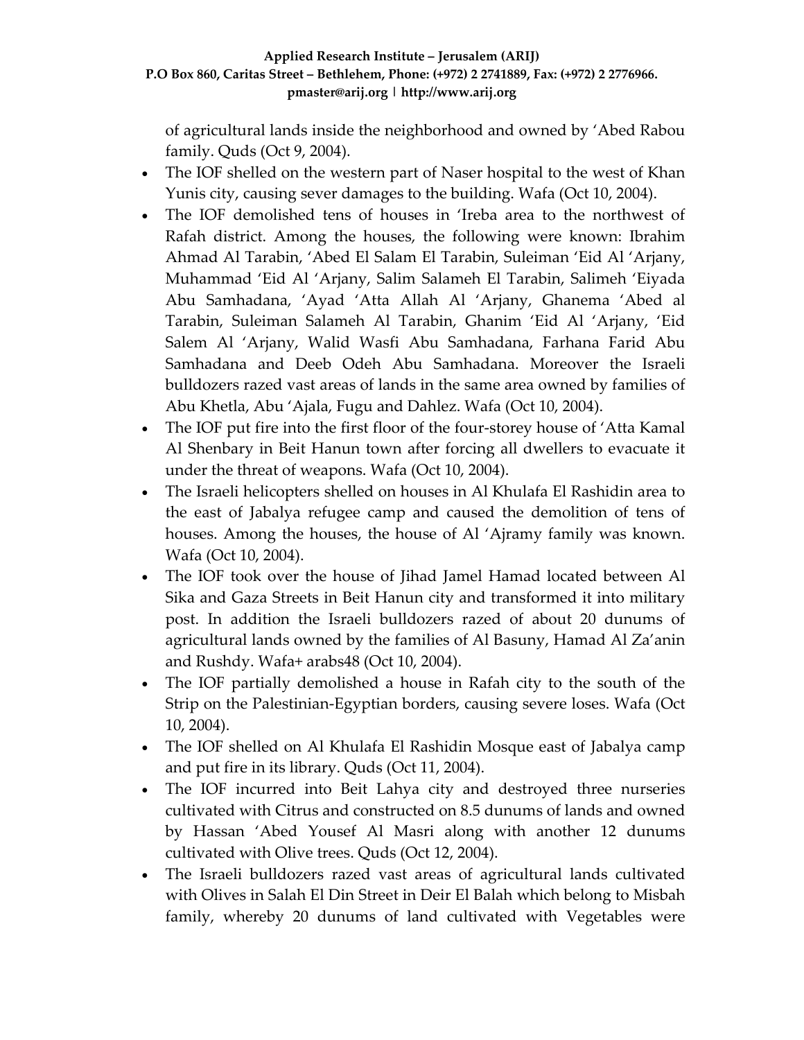of agricultural lands inside the neighborhood and owned by 'Abed Rabou family. Quds (Oct 9, 2004).

- The IOF shelled on the western part of Naser hospital to the west of Khan Yunis city, causing sever damages to the building. Wafa (Oct 10, 2004).
- The IOF demolished tens of houses in 'Ireba area to the northwest of Rafah district. Among the houses, the following were known: Ibrahim Ahmad Al Tarabin, 'Abed El Salam El Tarabin, Suleiman 'Eid Al 'Arjany, Muhammad 'Eid Al 'Arjany, Salim Salameh El Tarabin, Salimeh 'Eiyada Abu Samhadana, 'Ayad 'Atta Allah Al 'Arjany, Ghanema 'Abed al Tarabin, Suleiman Salameh Al Tarabin, Ghanim 'Eid Al 'Arjany, 'Eid Salem Al 'Arjany, Walid Wasfi Abu Samhadana, Farhana Farid Abu Samhadana and Deeb Odeh Abu Samhadana. Moreover the Israeli bulldozers razed vast areas of lands in the same area owned by families of Abu Khetla, Abu 'Ajala, Fugu and Dahlez. Wafa (Oct 10, 2004).
- The IOF put fire into the first floor of the four-storey house of 'Atta Kamal Al Shenbary in Beit Hanun town after forcing all dwellers to evacuate it under the threat of weapons. Wafa (Oct 10, 2004).
- The Israeli helicopters shelled on houses in Al Khulafa El Rashidin area to the east of Jabalya refugee camp and caused the demolition of tens of houses. Among the houses, the house of Al 'Ajramy family was known. Wafa (Oct 10, 2004).
- The IOF took over the house of Jihad Jamel Hamad located between Al Sika and Gaza Streets in Beit Hanun city and transformed it into military post. In addition the Israeli bulldozers razed of about 20 dunums of agricultural lands owned by the families of Al Basuny, Hamad Al Za'anin and Rushdy. Wafa+ arabs48 (Oct 10, 2004).
- The IOF partially demolished a house in Rafah city to the south of the Strip on the Palestinian-Egyptian borders, causing severe loses. Wafa (Oct 10, 2004).
- The IOF shelled on Al Khulafa El Rashidin Mosque east of Jabalya camp and put fire in its library. Quds (Oct 11, 2004).
- The IOF incurred into Beit Lahya city and destroyed three nurseries cultivated with Citrus and constructed on 8.5 dunums of lands and owned by Hassan 'Abed Yousef Al Masri along with another 12 dunums cultivated with Olive trees. Quds (Oct 12, 2004).
- The Israeli bulldozers razed vast areas of agricultural lands cultivated with Olives in Salah El Din Street in Deir El Balah which belong to Misbah family, whereby 20 dunums of land cultivated with Vegetables were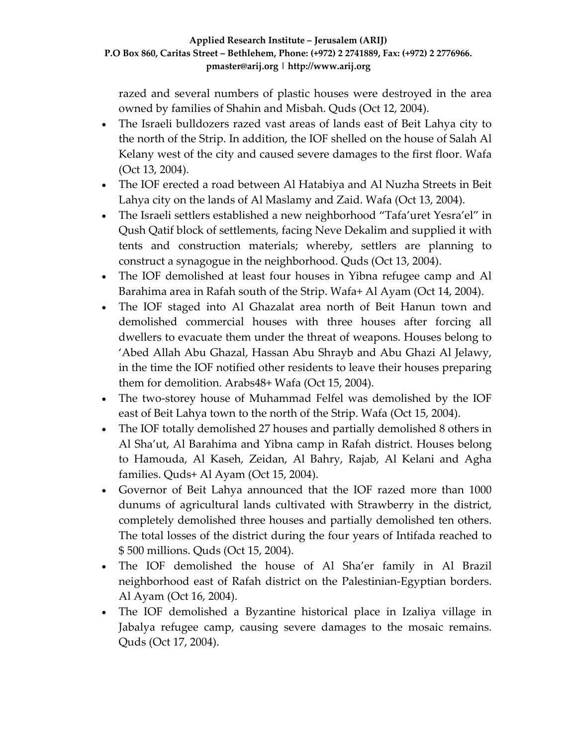razed and several numbers of plastic houses were destroyed in the area owned by families of Shahin and Misbah. Quds (Oct 12, 2004).

- The Israeli bulldozers razed vast areas of lands east of Beit Lahya city to the north of the Strip. In addition, the IOF shelled on the house of Salah Al Kelany west of the city and caused severe damages to the first floor. Wafa (Oct 13, 2004).
- The IOF erected a road between Al Hatabiya and Al Nuzha Streets in Beit Lahya city on the lands of Al Maslamy and Zaid. Wafa (Oct 13, 2004).
- The Israeli settlers established a new neighborhood "Tafa'uret Yesra'el" in Qush Qatif block of settlements, facing Neve Dekalim and supplied it with tents and construction materials; whereby, settlers are planning to construct a synagogue in the neighborhood. Quds (Oct 13, 2004).
- The IOF demolished at least four houses in Yibna refugee camp and Al Barahima area in Rafah south of the Strip. Wafa+ Al Ayam (Oct 14, 2004).
- The IOF staged into Al Ghazalat area north of Beit Hanun town and demolished commercial houses with three houses after forcing all dwellers to evacuate them under the threat of weapons. Houses belong to 'Abed Allah Abu Ghazal, Hassan Abu Shrayb and Abu Ghazi Al Jelawy, in the time the IOF notified other residents to leave their houses preparing them for demolition. Arabs48+ Wafa (Oct 15, 2004).
- The two-storey house of Muhammad Felfel was demolished by the IOF east of Beit Lahya town to the north of the Strip. Wafa (Oct 15, 2004).
- The IOF totally demolished 27 houses and partially demolished 8 others in Al Sha'ut, Al Barahima and Yibna camp in Rafah district. Houses belong to Hamouda, Al Kaseh, Zeidan, Al Bahry, Rajab, Al Kelani and Agha families. Quds+ Al Ayam (Oct 15, 2004).
- Governor of Beit Lahya announced that the IOF razed more than 1000 dunums of agricultural lands cultivated with Strawberry in the district, completely demolished three houses and partially demolished ten others. The total losses of the district during the four years of Intifada reached to $ 500 millions. Quds (Oct 15, 2004).
- The IOF demolished the house of Al Sha'er family in Al Brazil neighborhood east of Rafah district on the Palestinian-Egyptian borders. Al Ayam (Oct 16, 2004).
- The IOF demolished a Byzantine historical place in Izaliya village in Jabalya refugee camp, causing severe damages to the mosaic remains. Quds (Oct 17, 2004).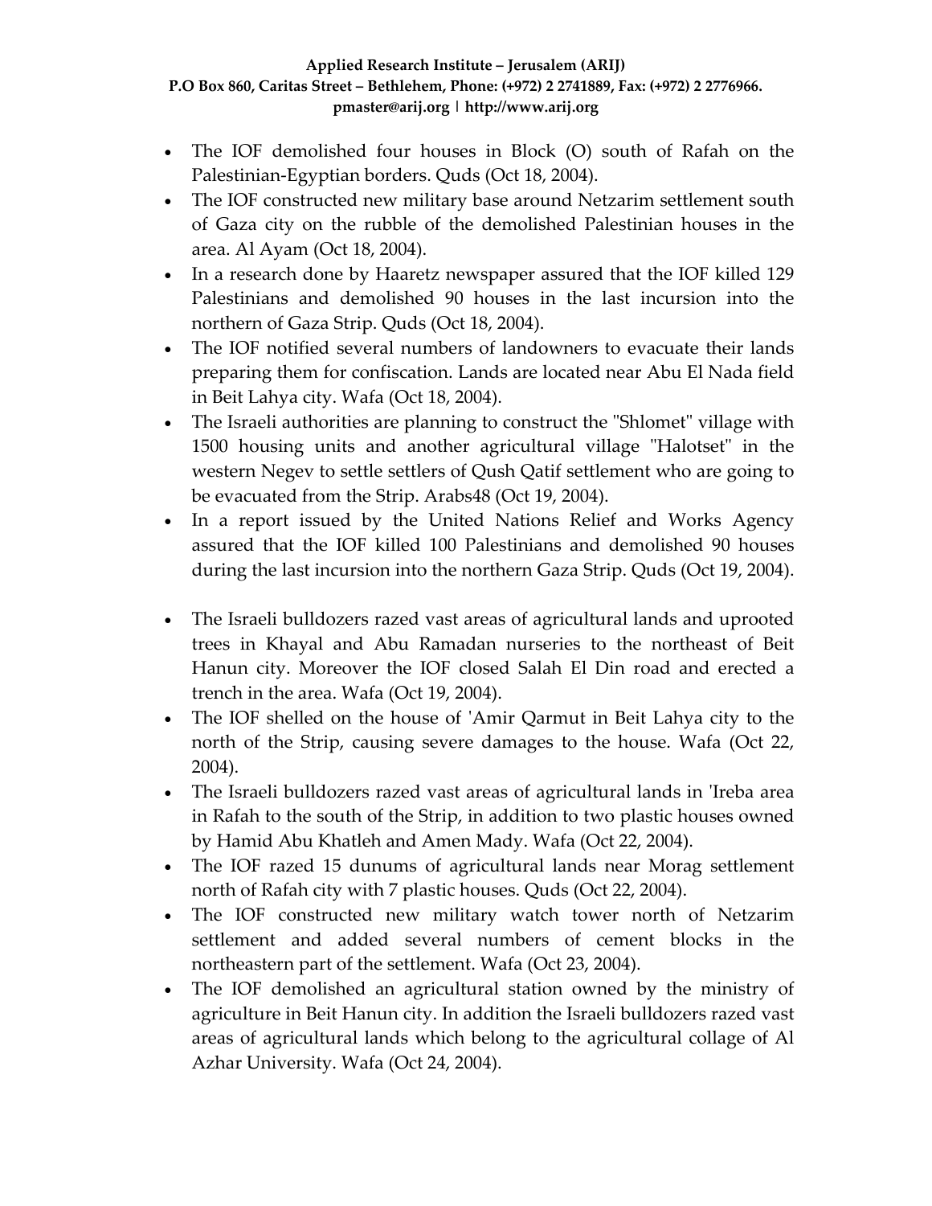- The IOF demolished four houses in Block (O) south of Rafah on the Palestinian-Egyptian borders. Quds (Oct 18, 2004).
- The IOF constructed new military base around Netzarim settlement south of Gaza city on the rubble of the demolished Palestinian houses in the area. Al Ayam (Oct 18, 2004).
- In a research done by Haaretz newspaper assured that the IOF killed 129 Palestinians and demolished 90 houses in the last incursion into the northern of Gaza Strip. Quds (Oct 18, 2004).
- The IOF notified several numbers of landowners to evacuate their lands preparing them for confiscation. Lands are located near Abu El Nada field in Beit Lahya city. Wafa (Oct 18, 2004).
- The Israeli authorities are planning to construct the "Shlomet" village with 1500 housing units and another agricultural village "Halotset" in the western Negev to settle settlers of Qush Qatif settlement who are going to be evacuated from the Strip. Arabs48 (Oct 19, 2004).
- In a report issued by the United Nations Relief and Works Agency assured that the IOF killed 100 Palestinians and demolished 90 houses during the last incursion into the northern Gaza Strip. Quds (Oct 19, 2004).
- The Israeli bulldozers razed vast areas of agricultural lands and uprooted trees in Khayal and Abu Ramadan nurseries to the northeast of Beit Hanun city. Moreover the IOF closed Salah El Din road and erected a trench in the area. Wafa (Oct 19, 2004).
- The IOF shelled on the house of 'Amir Qarmut in Beit Lahya city to the north of the Strip, causing severe damages to the house. Wafa (Oct 22, 2004).
- The Israeli bulldozers razed vast areas of agricultural lands in 'Ireba area in Rafah to the south of the Strip, in addition to two plastic houses owned by Hamid Abu Khatleh and Amen Mady. Wafa (Oct 22, 2004).
- The IOF razed 15 dunums of agricultural lands near Morag settlement north of Rafah city with 7 plastic houses. Quds (Oct 22, 2004).
- The IOF constructed new military watch tower north of Netzarim settlement and added several numbers of cement blocks in the northeastern part of the settlement. Wafa (Oct 23, 2004).
- The IOF demolished an agricultural station owned by the ministry of agriculture in Beit Hanun city. In addition the Israeli bulldozers razed vast areas of agricultural lands which belong to the agricultural collage of Al Azhar University. Wafa (Oct 24, 2004).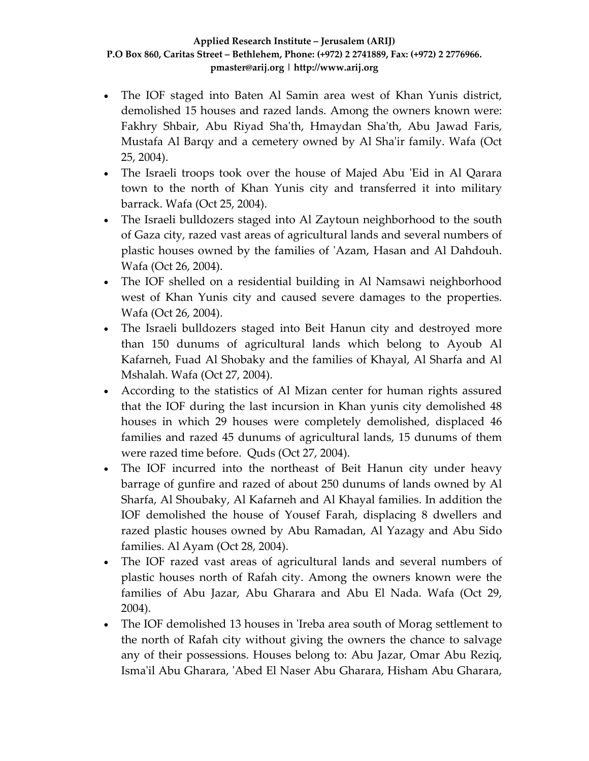- The IOF staged into Baten Al Samin area west of Khan Yunis district, demolished 15 houses and razed lands. Among the owners known were: Fakhry Shbair, Abu Riyad Sha'th, Hmaydan Sha'th, Abu Jawad Faris, Mustafa Al Barqy and a cemetery owned by Al Sha'ir family. Wafa (Oct 25, 2004).
- The Israeli troops took over the house of Majed Abu 'Eid in Al Qarara town to the north of Khan Yunis city and transferred it into military barrack. Wafa (Oct 25, 2004).
- The Israeli bulldozers staged into Al Zaytoun neighborhood to the south of Gaza city, razed vast areas of agricultural lands and several numbers of plastic houses owned by the families of 'Azam, Hasan and Al Dahdouh. Wafa (Oct 26, 2004).
- The IOF shelled on a residential building in Al Namsawi neighborhood west of Khan Yunis city and caused severe damages to the properties. Wafa (Oct 26, 2004).
- The Israeli bulldozers staged into Beit Hanun city and destroyed more than 150 dunums of agricultural lands which belong to Ayoub Al Kafarneh, Fuad Al Shobaky and the families of Khayal, Al Sharfa and Al Mshalah. Wafa (Oct 27, 2004).
- According to the statistics of Al Mizan center for human rights assured that the IOF during the last incursion in Khan yunis city demolished 48 houses in which 29 houses were completely demolished, displaced 46 families and razed 45 dunums of agricultural lands, 15 dunums of them were razed time before. Quds (Oct 27, 2004).
- The IOF incurred into the northeast of Beit Hanun city under heavy barrage of gunfire and razed of about 250 dunums of lands owned by Al Sharfa, Al Shoubaky, Al Kafarneh and Al Khayal families. In addition the IOF demolished the house of Yousef Farah, displacing 8 dwellers and razed plastic houses owned by Abu Ramadan, Al Yazagy and Abu Sido families. Al Ayam (Oct 28, 2004).
- The IOF razed vast areas of agricultural lands and several numbers of plastic houses north of Rafah city. Among the owners known were the families of Abu Jazar, Abu Gharara and Abu El Nada. Wafa (Oct 29, 2004).
- The IOF demolished 13 houses in 'Ireba area south of Morag settlement to the north of Rafah city without giving the owners the chance to salvage any of their possessions. Houses belong to: Abu Jazar, Omar Abu Reziq, Isma'il Abu Gharara, 'Abed El Naser Abu Gharara, Hisham Abu Gharara,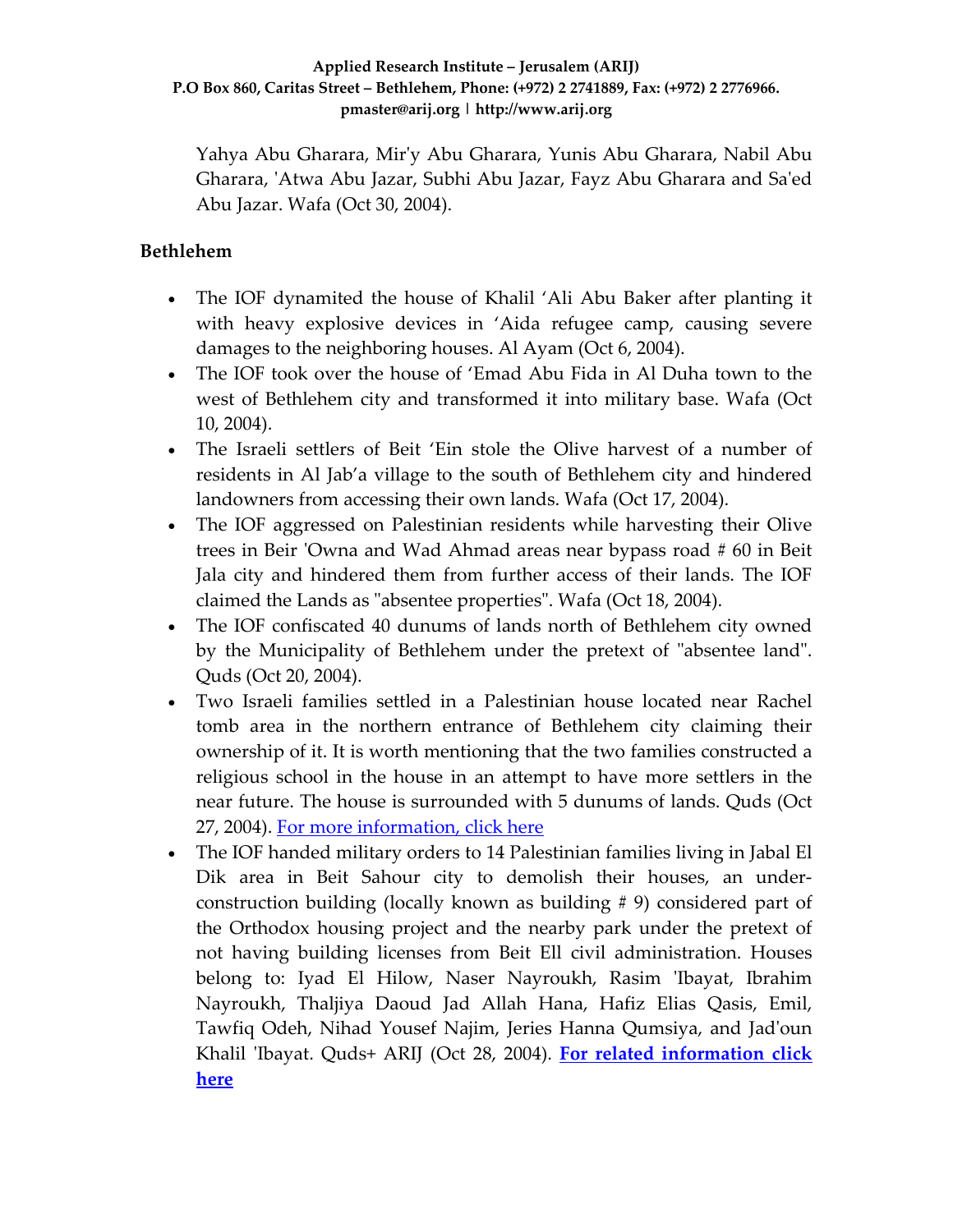Yahya Abu Gharara, Mir'y Abu Gharara, Yunis Abu Gharara, Nabil Abu Gharara, 'Atwa Abu Jazar, Subhi Abu Jazar, Fayz Abu Gharara and Sa'ed Abu Jazar. Wafa (Oct 30, 2004).

## Bethlehem

- The IOF dynamited the house of Khalil 'Ali Abu Baker after planting it with heavy explosive devices in 'Aida refugee camp, causing severe damages to the neighboring houses. Al Ayam (Oct 6, 2004).
- The IOF took over the house of 'Emad Abu Fida in Al Duha town to the west of Bethlehem city and transformed it into military base. Wafa (Oct 10, 2004).
- The Israeli settlers of Beit 'Ein stole the Olive harvest of a number of residents in Al Jab'a village to the south of Bethlehem city and hindered landowners from accessing their own lands. Wafa (Oct 17, 2004).
- The IOF aggressed on Palestinian residents while harvesting their Olive trees in Beir 'Owna and Wad Ahmad areas near bypass road # 60 in Beit Jala city and hindered them from further access of their lands. The IOF claimed the Lands as "absentee properties". Wafa (Oct 18, 2004).
- The IOF confiscated 40 dunums of lands north of Bethlehem city owned by the Municipality of Bethlehem under the pretext of "absentee land". Quds (Oct 20, 2004).
- Two Israeli families settled in a Palestinian house located near Rachel tomb area in the northern entrance of Bethlehem city claiming their ownership of it. It is worth mentioning that the two families constructed a religious school in the house in an attempt to have more settlers in the near future. The house is surrounded with 5 dunums of lands. Quds (Oct 27, 2004). For more information, click here
- The IOF handed military orders to 14 Palestinian families living in Jabal El Dik area in Beit Sahour city to demolish their houses, an under-construction building (locally known as building # 9) considered part of the Orthodox housing project and the nearby park under the pretext of not having building licenses from Beit Ell civil administration. Houses belong to: Iyad El Hilow, Naser Nayroukh, Rasim 'Ibayat, Ibrahim Nayroukh, Thaljiya Daoud Jad Allah Hana, Hafiz Elias Qasis, Emil, Tawfiq Odeh, Nihad Yousef Najim, Jeries Hanna Qumsiya, and Jad'oun Khalil 'Ibayat. Quds+ ARIJ (Oct 28, 2004). **For related information click here**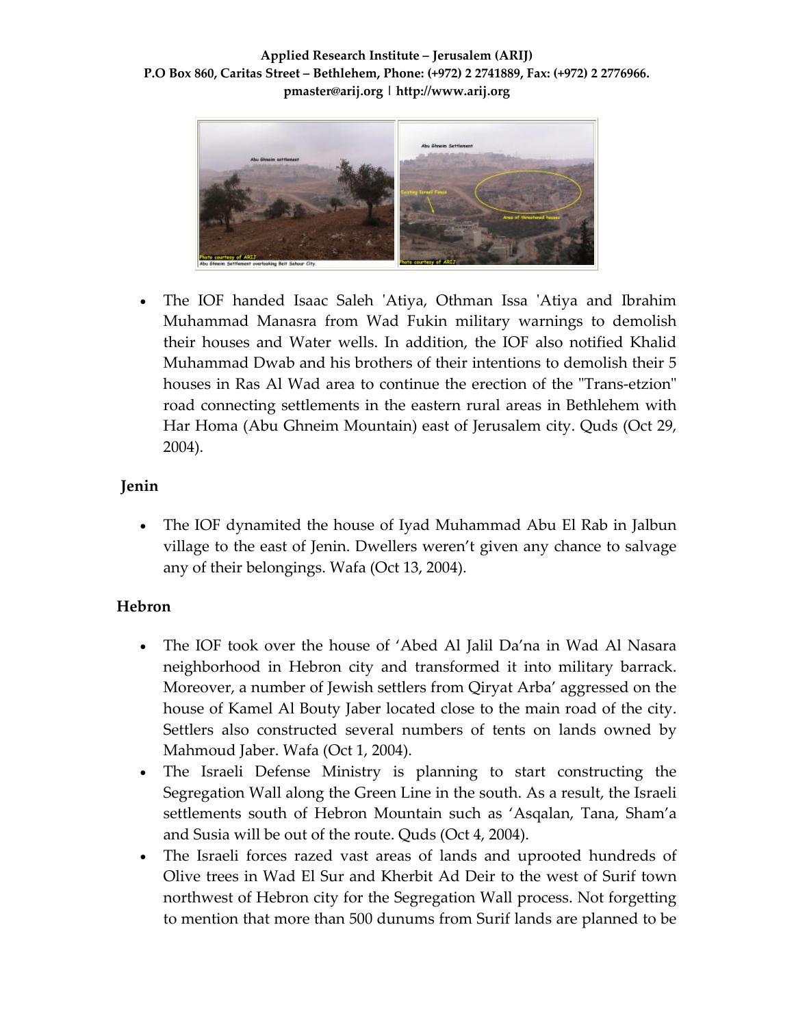- The IOF handed Isaac Saleh 'Atiya, Othman Issa 'Atiya and Ibrahim Muhammad Manasra from Wad Fukin military warnings to demolish their houses and Water wells. In addition, the IOF also notified Khalid Muhammad Dwab and his brothers of their intentions to demolish their 5 houses in Ras Al Wad area to continue the erection of the "Trans-etzion" road connecting settlements in the eastern rural areas in Bethlehem with Har Homa (Abu Ghneim Mountain) east of Jerusalem city. Quds (Oct 29, 2004).

### Jenin

- The IOF dynamited the house of Iyad Muhammad Abu El Rab in Jalbun village to the east of Jenin. Dwellers weren't given any chance to salvage any of their belongings. Wafa (Oct 13, 2004).

### Hebron

- The IOF took over the house of 'Abed Al Jalil Da'na in Wad Al Nasara neighborhood in Hebron city and transformed it into military barrack. Moreover, a number of Jewish settlers from Qiryat Arba' aggressed on the house of Kamel Al Bouty Jaber located close to the main road of the city. Settlers also constructed several numbers of tents on lands owned by Mahmoud Jaber. Wafa (Oct 1, 2004).
- The Israeli Defense Ministry is planning to start constructing the Segregation Wall along the Green Line in the south. As a result, the Israeli settlements south of Hebron Mountain such as 'Asqalan, Tana, Sham'a and Susia will be out of the route. Quds (Oct 4, 2004).
- The Israeli forces razed vast areas of lands and uprooted hundreds of Olive trees in Wad El Sur and Kherbit Ad Deir to the west of Surif town northwest of Hebron city for the Segregation Wall process. Not forgetting to mention that more than 500 dunums from Surif lands are planned to be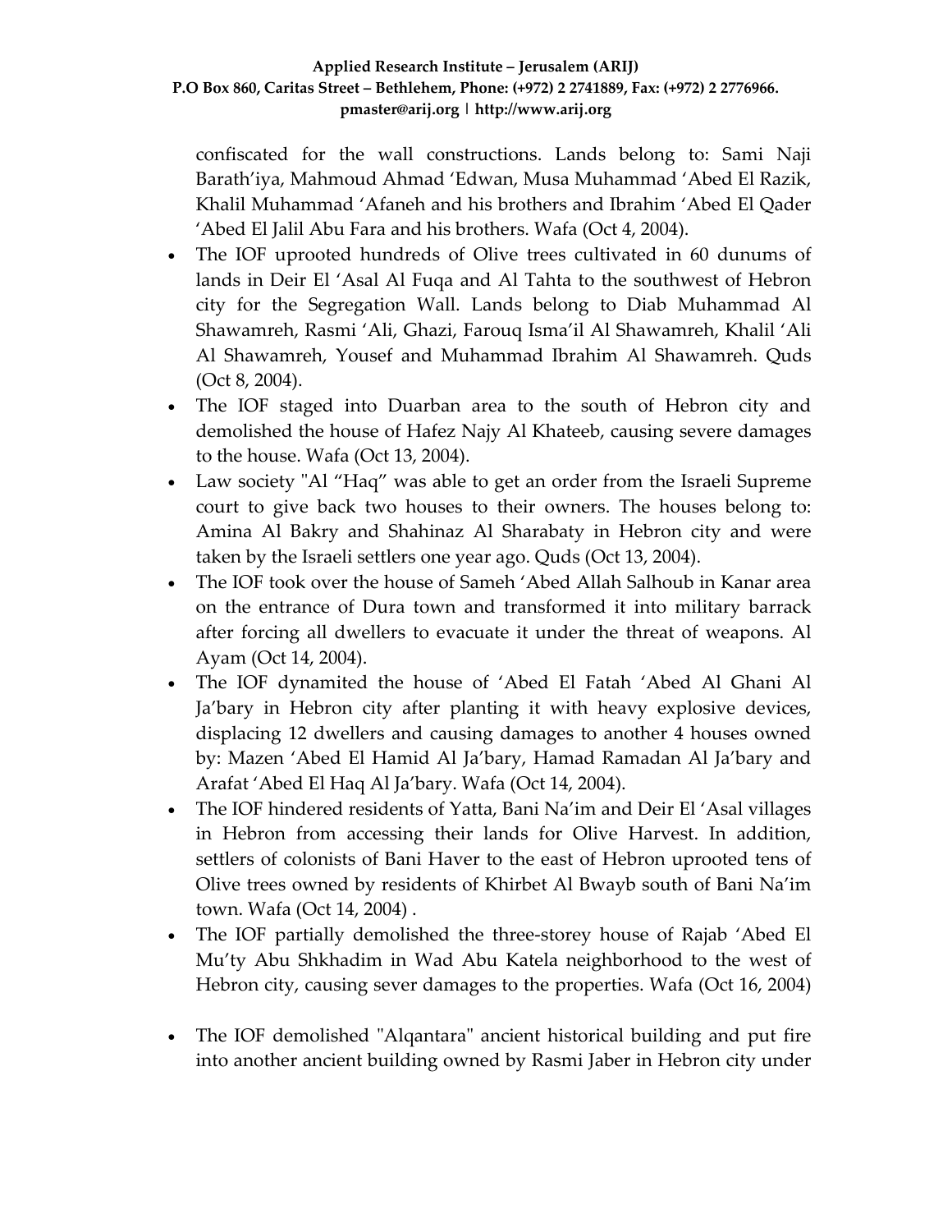confiscated for the wall constructions. Lands belong to: Sami Naji Barath'iya, Mahmoud Ahmad 'Edwan, Musa Muhammad 'Abed El Razik, Khalil Muhammad 'Afaneh and his brothers and Ibrahim 'Abed El Qader 'Abed El Jalil Abu Fara and his brothers. Wafa (Oct 4, 2004).

- The IOF uprooted hundreds of Olive trees cultivated in 60 dunums of lands in Deir El 'Asal Al Fuqa and Al Tahta to the southwest of Hebron city for the Segregation Wall. Lands belong to Diab Muhammad Al Shawamreh, Rasmi 'Ali, Ghazi, Farouq Isma'il Al Shawamreh, Khalil 'Ali Al Shawamreh, Yousef and Muhammad Ibrahim Al Shawamreh. Quds (Oct 8, 2004).
- The IOF staged into Duarban area to the south of Hebron city and demolished the house of Hafez Najy Al Khateeb, causing severe damages to the house. Wafa (Oct 13, 2004).
- Law society "Al "Haq" was able to get an order from the Israeli Supreme court to give back two houses to their owners. The houses belong to: Amina Al Bakry and Shahinaz Al Sharabaty in Hebron city and were taken by the Israeli settlers one year ago. Quds (Oct 13, 2004).
- The IOF took over the house of Sameh 'Abed Allah Salhoub in Kanar area on the entrance of Dura town and transformed it into military barrack after forcing all dwellers to evacuate it under the threat of weapons. Al Ayam (Oct 14, 2004).
- The IOF dynamited the house of 'Abed El Fatah 'Abed Al Ghani Al Ja'bary in Hebron city after planting it with heavy explosive devices, displacing 12 dwellers and causing damages to another 4 houses owned by: Mazen 'Abed El Hamid Al Ja'bary, Hamad Ramadan Al Ja'bary and Arafat 'Abed El Haq Al Ja'bary. Wafa (Oct 14, 2004).
- The IOF hindered residents of Yatta, Bani Na'im and Deir El 'Asal villages in Hebron from accessing their lands for Olive Harvest. In addition, settlers of colonists of Bani Haver to the east of Hebron uprooted tens of Olive trees owned by residents of Khirbet Al Bwayb south of Bani Na'im town. Wafa (Oct 14, 2004) .
- The IOF partially demolished the three-storey house of Rajab 'Abed El Mu'ty Abu Shkhadim in Wad Abu Katela neighborhood to the west of Hebron city, causing sever damages to the properties. Wafa (Oct 16, 2004)
- The IOF demolished "Alqantara" ancient historical building and put fire into another ancient building owned by Rasmi Jaber in Hebron city under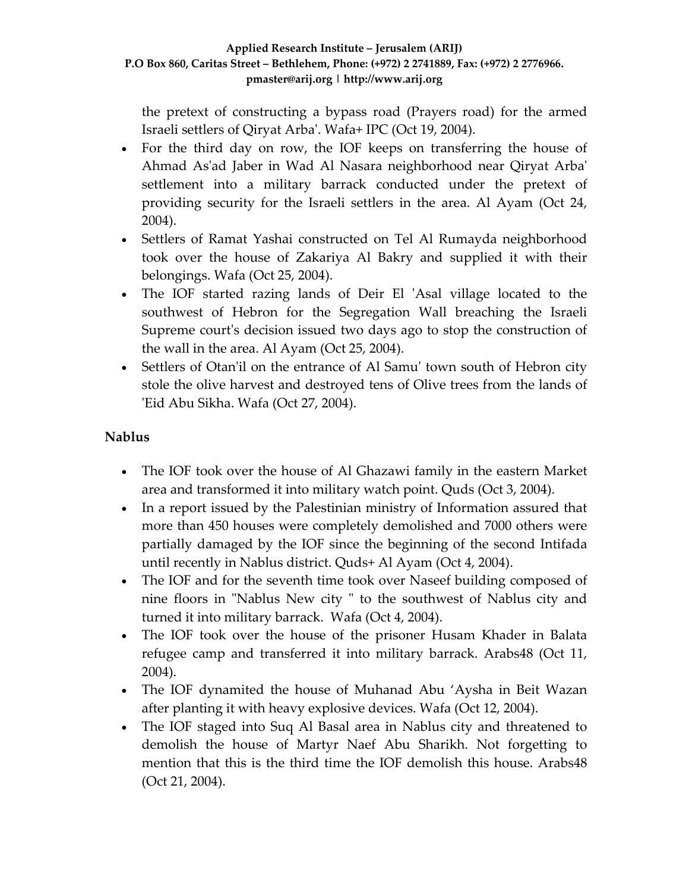the pretext of constructing a bypass road (Prayers road) for the armed Israeli settlers of Qiryat Arba'. Wafa+ IPC (Oct 19, 2004).

- For the third day on row, the IOF keeps on transferring the house of Ahmad As'ad Jaber in Wad Al Nasara neighborhood near Qiryat Arba' settlement into a military barrack conducted under the pretext of providing security for the Israeli settlers in the area. Al Ayam (Oct 24, 2004).
- Settlers of Ramat Yashai constructed on Tel Al Rumayda neighborhood took over the house of Zakariya Al Bakry and supplied it with their belongings. Wafa (Oct 25, 2004).
- The IOF started razing lands of Deir El 'Asal village located to the southwest of Hebron for the Segregation Wall breaching the Israeli Supreme court's decision issued two days ago to stop the construction of the wall in the area. Al Ayam (Oct 25, 2004).
- Settlers of Otan'il on the entrance of Al Samu' town south of Hebron city stole the olive harvest and destroyed tens of Olive trees from the lands of 'Eid Abu Sikha. Wafa (Oct 27, 2004).

**Nablus**

- The IOF took over the house of Al Ghazawi family in the eastern Market area and transformed it into military watch point. Quds (Oct 3, 2004).
- In a report issued by the Palestinian ministry of Information assured that more than 450 houses were completely demolished and 7000 others were partially damaged by the IOF since the beginning of the second Intifada until recently in Nablus district. Quds+ Al Ayam (Oct 4, 2004).
- The IOF and for the seventh time took over Naseef building composed of nine floors in "Nablus New city " to the southwest of Nablus city and turned it into military barrack. Wafa (Oct 4, 2004).
- The IOF took over the house of the prisoner Husam Khader in Balata refugee camp and transferred it into military barrack. Arabs48 (Oct 11, 2004).
- The IOF dynamited the house of Muhanad Abu 'Aysha in Beit Wazan after planting it with heavy explosive devices. Wafa (Oct 12, 2004).
- The IOF staged into Suq Al Basal area in Nablus city and threatened to demolish the house of Martyr Naef Abu Sharikh. Not forgetting to mention that this is the third time the IOF demolish this house. Arabs48 (Oct 21, 2004).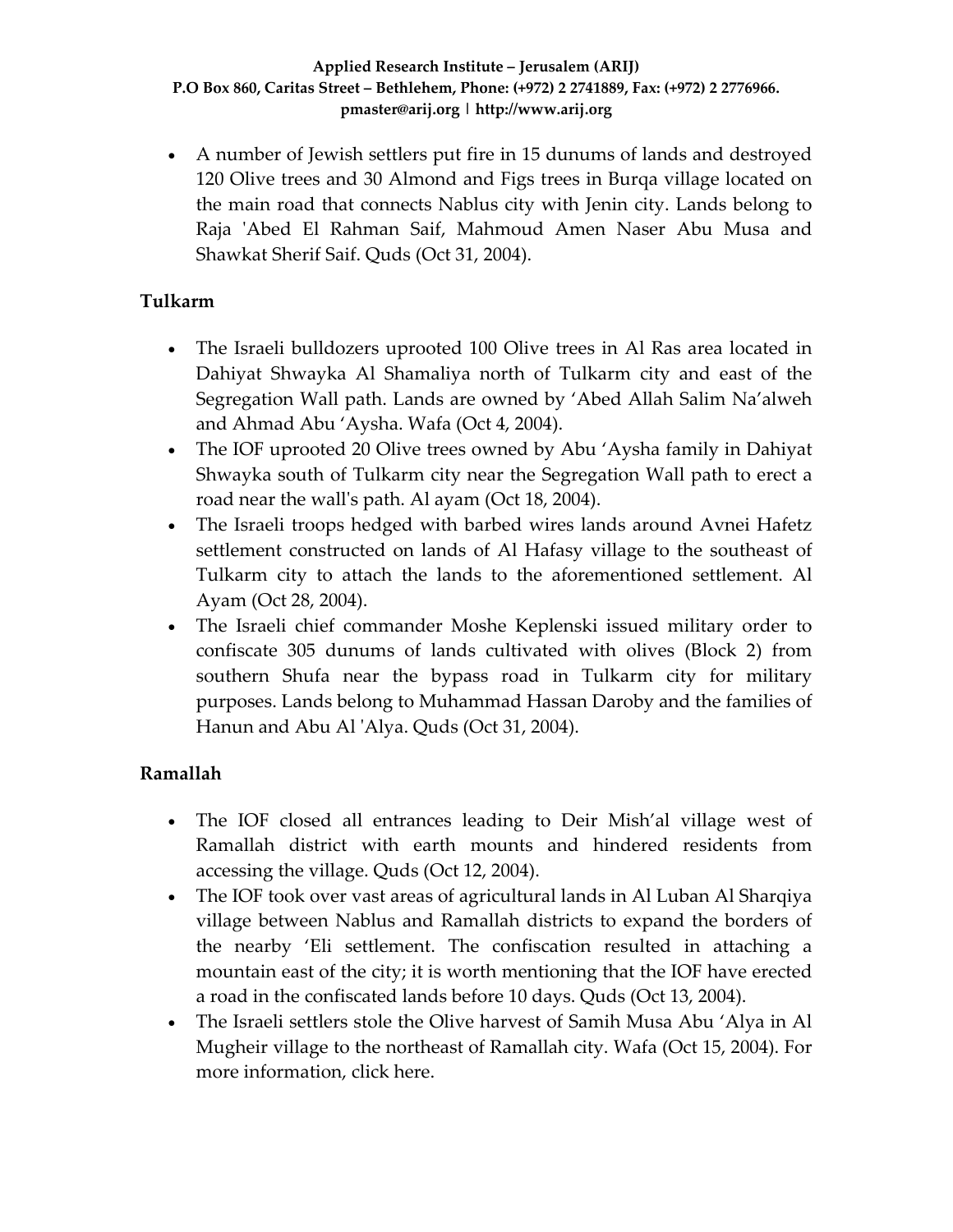- A number of Jewish settlers put fire in 15 dunums of lands and destroyed 120 Olive trees and 30 Almond and Figs trees in Burqa village located on the main road that connects Nablus city with Jenin city. Lands belong to Raja 'Abed El Rahman Saif, Mahmoud Amen Naser Abu Musa and Shawkat Sherif Saif. Quds (Oct 31, 2004).

**Tulkarm**

- The Israeli bulldozers uprooted 100 Olive trees in Al Ras area located in Dahiyat Shwayka Al Shamaliya north of Tulkarm city and east of the Segregation Wall path. Lands are owned by 'Abed Allah Salim Na'alweh and Ahmad Abu 'Aysha. Wafa (Oct 4, 2004).
- The IOF uprooted 20 Olive trees owned by Abu 'Aysha family in Dahiyat Shwayka south of Tulkarm city near the Segregation Wall path to erect a road near the wall's path. Al ayam (Oct 18, 2004).
- The Israeli troops hedged with barbed wires lands around Avnei Hafetz settlement constructed on lands of Al Hafasy village to the southeast of Tulkarm city to attach the lands to the aforementioned settlement. Al Ayam (Oct 28, 2004).
- The Israeli chief commander Moshe Keplenski issued military order to confiscate 305 dunums of lands cultivated with olives (Block 2) from southern Shufa near the bypass road in Tulkarm city for military purposes. Lands belong to Muhammad Hassan Daroby and the families of Hanun and Abu Al 'Alya. Quds (Oct 31, 2004).

**Ramallah**

- The IOF closed all entrances leading to Deir Mish'al village west of Ramallah district with earth mounts and hindered residents from accessing the village. Quds (Oct 12, 2004).
- The IOF took over vast areas of agricultural lands in Al Luban Al Sharqiya village between Nablus and Ramallah districts to expand the borders of the nearby 'Eli settlement. The confiscation resulted in attaching a mountain east of the city; it is worth mentioning that the IOF have erected a road in the confiscated lands before 10 days. Quds (Oct 13, 2004).
- The Israeli settlers stole the Olive harvest of Samih Musa Abu 'Alya in Al Mugheir village to the northeast of Ramallah city. Wafa (Oct 15, 2004). For more information, click here.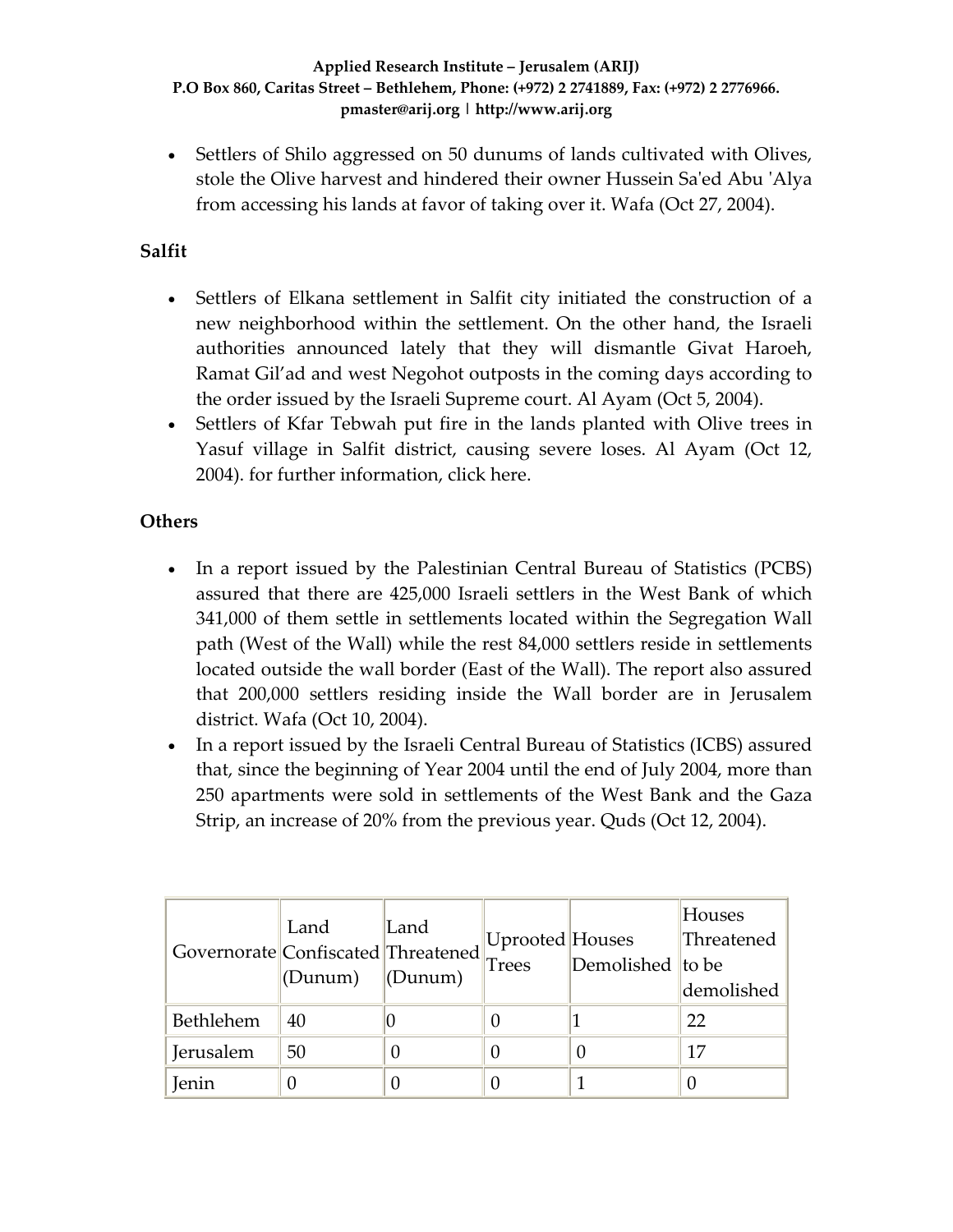- Settlers of Shilo aggressed on 50 dunums of lands cultivated with Olives, stole the Olive harvest and hindered their owner Hussein Sa'ed Abu 'Alya from accessing his lands at favor of taking over it. Wafa (Oct 27, 2004).

### Salfit

- Settlers of Elkana settlement in Salfit city initiated the construction of a new neighborhood within the settlement. On the other hand, the Israeli authorities announced lately that they will dismantle Givat Haroeh, Ramat Gil'ad and west Negohot outposts in the coming days according to the order issued by the Israeli Supreme court. Al Ayam (Oct 5, 2004).
- Settlers of Kfar Tebwah put fire in the lands planted with Olive trees in Yasuf village in Salfit district, causing severe loses. Al Ayam (Oct 12, 2004). for further information, click here.

### Others

- In a report issued by the Palestinian Central Bureau of Statistics (PCBS) assured that there are 425,000 Israeli settlers in the West Bank of which 341,000 of them settle in settlements located within the Segregation Wall path (West of the Wall) while the rest 84,000 settlers reside in settlements located outside the wall border (East of the Wall). The report also assured that 200,000 settlers residing inside the Wall border are in Jerusalem district. Wafa (Oct 10, 2004).
- In a report issued by the Israeli Central Bureau of Statistics (ICBS) assured that, since the beginning of Year 2004 until the end of July 2004, more than 250 apartments were sold in settlements of the West Bank and the Gaza Strip, an increase of 20% from the previous year. Quds (Oct 12, 2004).

| Governorate | Land Confiscated (Dunum) | Land Threatened (Dunum) | Uprooted Trees | Houses Demolished | Houses Threatened to be demolished |
|---|---|---|---|---|---|
| Bethlehem | 40 | 0 | 0 | 1 | 22 |
| Jerusalem | 50 | 0 | 0 | 0 | 17 |
| Jenin | 0 | 0 | 0 | 1 | 0 |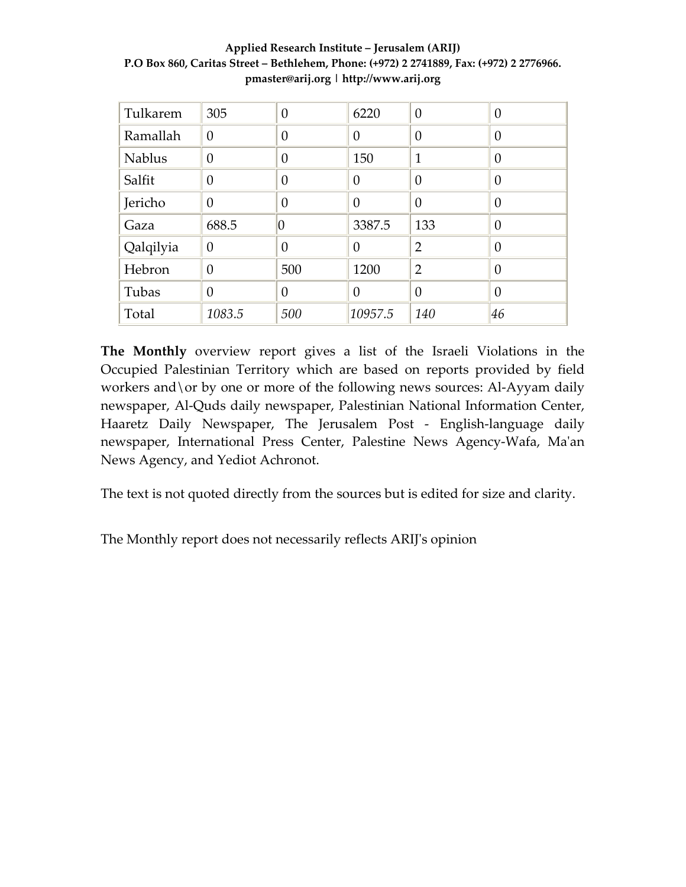| | | | | | |
|---|---|---|---|---|---|
| Tulkarem | 305 | 0 | 6220 | 0 | 0 |
| Ramallah | 0 | 0 | 0 | 0 | 0 |
| Nablus | 0 | 0 | 150 | 1 | 0 |
| Salfit | 0 | 0 | 0 | 0 | 0 |
| Jericho | 0 | 0 | 0 | 0 | 0 |
| Gaza | 688.5 | 0 | 3387.5 | 133 | 0 |
| Qalqilyia | 0 | 0 | 0 | 2 | 0 |
| Hebron | 0 | 500 | 1200 | 2 | 0 |
| Tubas | 0 | 0 | 0 | 0 | 0 |
| Total | *1083.5* | *500* | *10957.5* | *140* | *46* |

**The Monthly** overview report gives a list of the Israeli Violations in the Occupied Palestinian Territory which are based on reports provided by field workers and\or by one or more of the following news sources: Al-Ayyam daily newspaper, Al-Quds daily newspaper, Palestinian National Information Center, Haaretz Daily Newspaper, The Jerusalem Post - English-language daily newspaper, International Press Center, Palestine News Agency-Wafa, Ma'an News Agency, and Yediot Achronot.

The text is not quoted directly from the sources but is edited for size and clarity.

The Monthly report does not necessarily reflects ARIJ's opinion